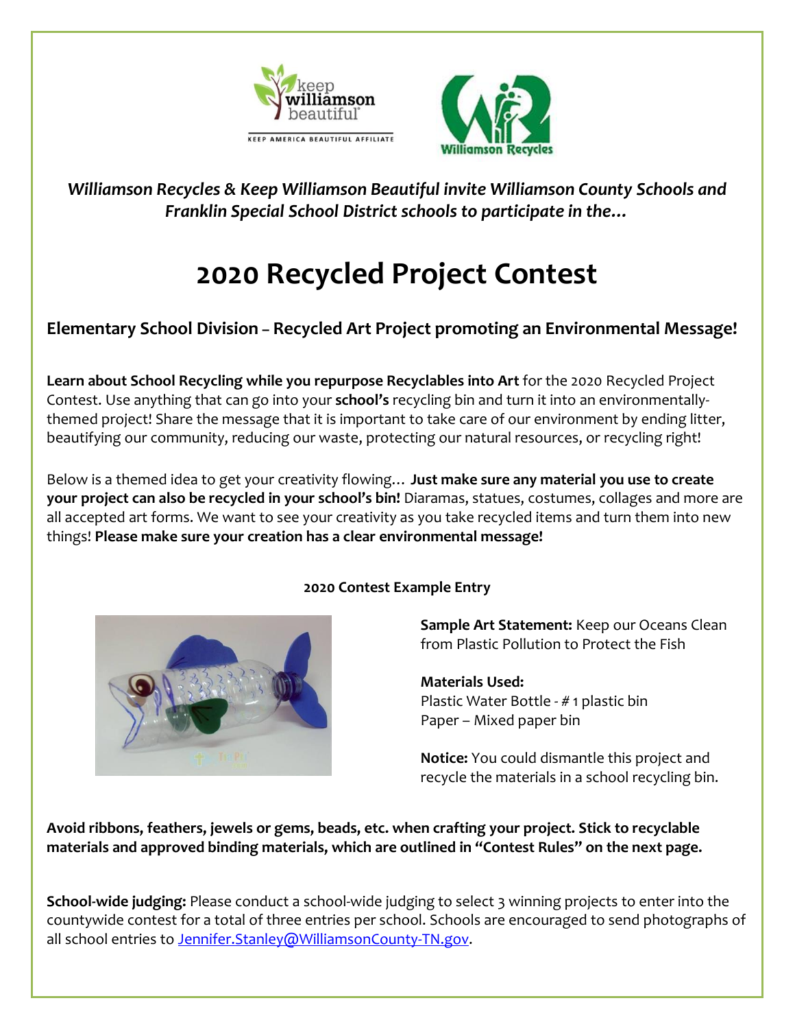*Williamson Recycles & Keep Williamson Beautiful invite Williamson County Schools and Franklin Special School District schools to participate in the…*

# 2020 Recycled Project Contest

### Elementary School Division – Recycled Art Project promoting an Environmental Message!

**Learn about School Recycling while you repurpose Recyclables into Art** for the 2020 Recycled Project Contest. Use anything that can go into your **school's** recycling bin and turn it into an environmentally-themed project! Share the message that it is important to take care of our environment by ending litter, beautifying our community, reducing our waste, protecting our natural resources, or recycling right!

Below is a themed idea to get your creativity flowing… **Just make sure any material you use to create your project can also be recycled in your school's bin!** Diaramas, statues, costumes, collages and more are all accepted art forms. We want to see your creativity as you take recycled items and turn them into new things! **Please make sure your creation has a clear environmental message!**

**2020 Contest Example Entry**

**Sample Art Statement:** Keep our Oceans Clean from Plastic Pollution to Protect the Fish

**Materials Used:**
Plastic Water Bottle - # 1 plastic bin
Paper – Mixed paper bin

**Notice:** You could dismantle this project and recycle the materials in a school recycling bin.

**Avoid ribbons, feathers, jewels or gems, beads, etc. when crafting your project. Stick to recyclable materials and approved binding materials, which are outlined in "Contest Rules" on the next page.**

**School-wide judging:** Please conduct a school-wide judging to select 3 winning projects to enter into the countywide contest for a total of three entries per school. Schools are encouraged to send photographs of all school entries to Jennifer.Stanley@WilliamsonCounty-TN.gov.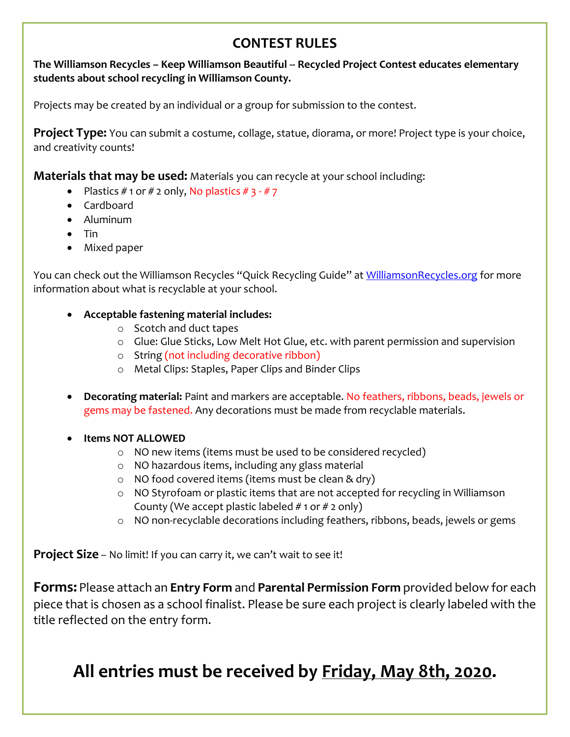# CONTEST RULES

**The Williamson Recycles – Keep Williamson Beautiful -- Recycled Project Contest educates elementary students about school recycling in Williamson County.**

Projects may be created by an individual or a group for submission to the contest.

**Project Type:** You can submit a costume, collage, statue, diorama, or more! Project type is your choice, and creativity counts!

**Materials that may be used:** Materials you can recycle at your school including:

- Plastics # 1 or # 2 only, No plastics # 3 - # 7
- Cardboard
- Aluminum
- Tin
- Mixed paper

You can check out the Williamson Recycles "Quick Recycling Guide" at [WilliamsonRecycles.org](WilliamsonRecycles.org) for more information about what is recyclable at your school.

- **Acceptable fastening material includes:**
  - Scotch and duct tapes
  - Glue: Glue Sticks, Low Melt Hot Glue, etc. with parent permission and supervision
  - String (not including decorative ribbon)
  - Metal Clips: Staples, Paper Clips and Binder Clips
- **Decorating material:** Paint and markers are acceptable. No feathers, ribbons, beads, jewels or gems may be fastened. Any decorations must be made from recyclable materials.
- **Items NOT ALLOWED**
  - NO new items (items must be used to be considered recycled)
  - NO hazardous items, including any glass material
  - NO food covered items (items must be clean & dry)
  - NO Styrofoam or plastic items that are not accepted for recycling in Williamson County (We accept plastic labeled # 1 or # 2 only)
  - NO non-recyclable decorations including feathers, ribbons, beads, jewels or gems

**Project Size** – No limit! If you can carry it, we can't wait to see it!

**Forms:** Please attach an **Entry Form** and **Parental Permission Form** provided below for each piece that is chosen as a school finalist. Please be sure each project is clearly labeled with the title reflected on the entry form.

## All entries must be received by Friday, May 8th, 2020.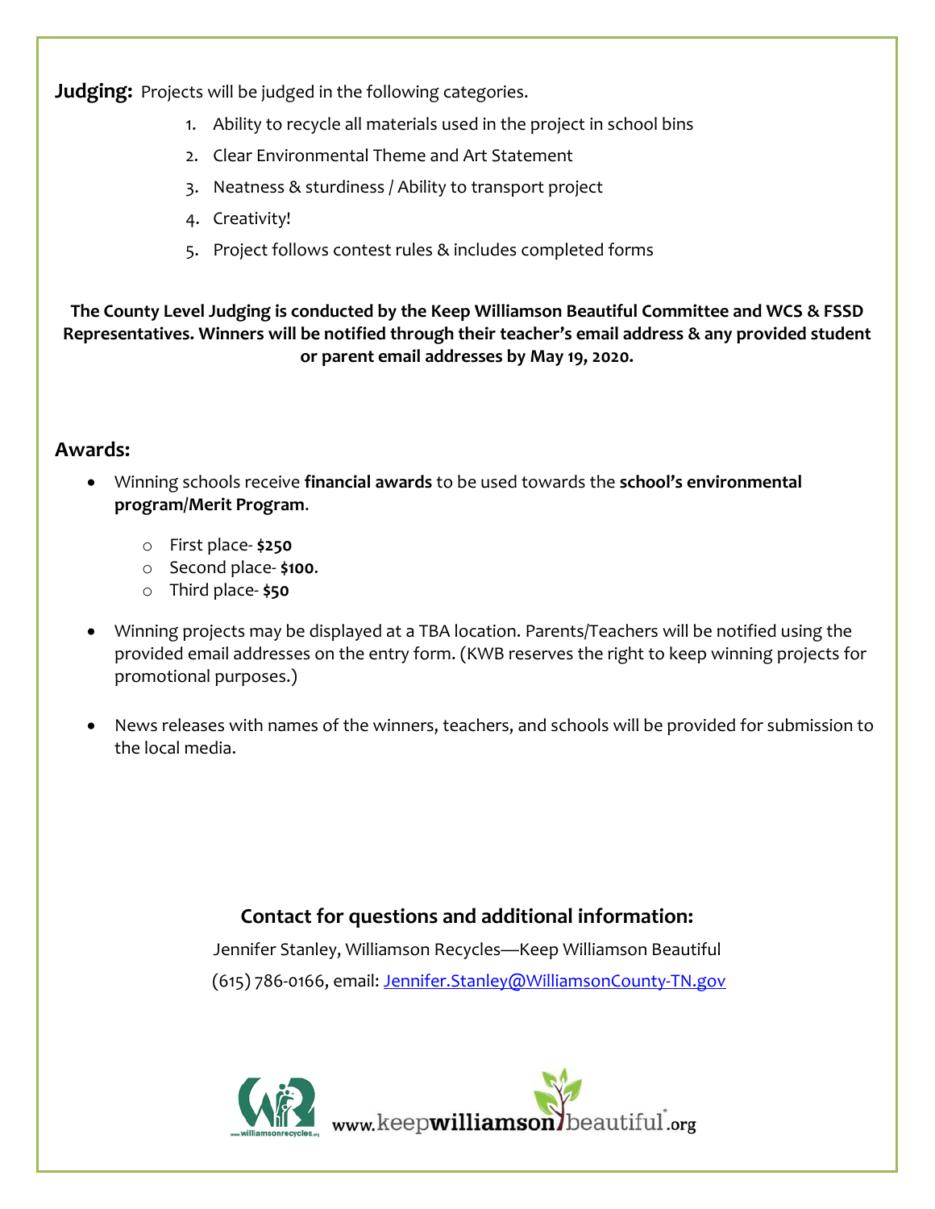**Judging:** Projects will be judged in the following categories.

1. Ability to recycle all materials used in the project in school bins
2. Clear Environmental Theme and Art Statement
3. Neatness & sturdiness / Ability to transport project
4. Creativity!
5. Project follows contest rules & includes completed forms

**The County Level Judging is conducted by the Keep Williamson Beautiful Committee and WCS & FSSD Representatives. Winners will be notified through their teacher's email address & any provided student or parent email addresses by May 19, 2020.**

## Awards:

- Winning schools receive **financial awards** to be used towards the **school's environmental program/Merit Program**.
  - First place- **$250**
  - Second place- **$100**.
  - Third place- **$50**
- Winning projects may be displayed at a TBA location. Parents/Teachers will be notified using the provided email addresses on the entry form. (KWB reserves the right to keep winning projects for promotional purposes.)
- News releases with names of the winners, teachers, and schools will be provided for submission to the local media.

### Contact for questions and additional information:

Jennifer Stanley, Williamson Recycles—Keep Williamson Beautiful

(615) 786-0166, email: Jennifer.Stanley@WilliamsonCounty-TN.gov

www.williamsonrecycles.org www.keepwilliamsonbeautiful.org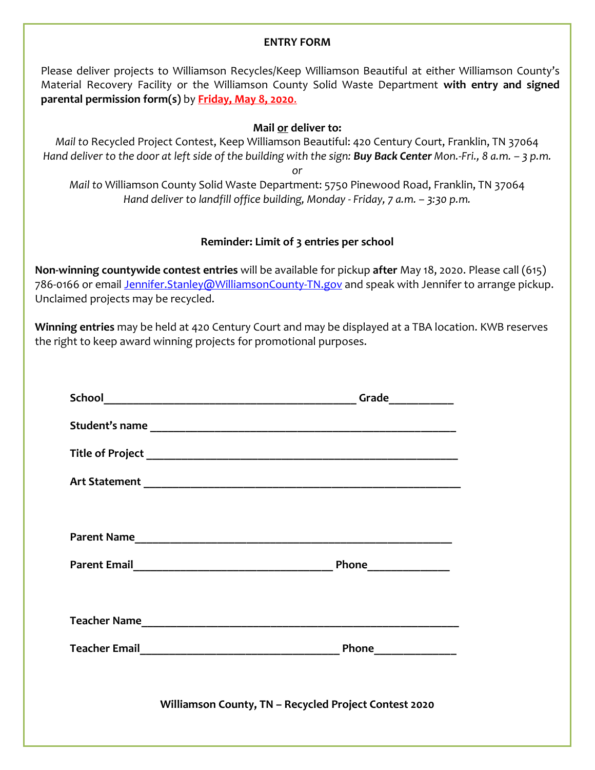## ENTRY FORM

Please deliver projects to Williamson Recycles/Keep Williamson Beautiful at either Williamson County's Material Recovery Facility or the Williamson County Solid Waste Department **with entry and signed parental permission form(s)** by **Friday, May 8, 2020.**

**Mail or deliver to:**

*Mail to* Recycled Project Contest, Keep Williamson Beautiful: 420 Century Court, Franklin, TN 37064

*Hand deliver to the door at left side of the building with the sign:* ***Buy Back Center*** *Mon.-Fri., 8 a.m. – 3 p.m.*

*or*

*Mail to* Williamson County Solid Waste Department: 5750 Pinewood Road, Franklin, TN 37064

*Hand deliver to landfill office building, Monday - Friday, 7 a.m. – 3:30 p.m.*

**Reminder: Limit of 3 entries per school**

**Non-winning countywide contest entries** will be available for pickup **after** May 18, 2020. Please call (615) 786-0166 or email Jennifer.Stanley@WilliamsonCounty-TN.gov and speak with Jennifer to arrange pickup. Unclaimed projects may be recycled.

**Winning entries** may be held at 420 Century Court and may be displayed at a TBA location. KWB reserves the right to keep award winning projects for promotional purposes.

**School**____________________________________________ **Grade**___________

**Student's name** ____________________________________________________

**Title of Project** _____________________________________________________

**Art Statement** ______________________________________________________

**Parent Name**_______________________________________________________

**Parent Email**___________________________________ **Phone**______________

**Teacher Name**______________________________________________________

**Teacher Email**___________________________________ **Phone**______________

**Williamson County, TN – Recycled Project Contest 2020**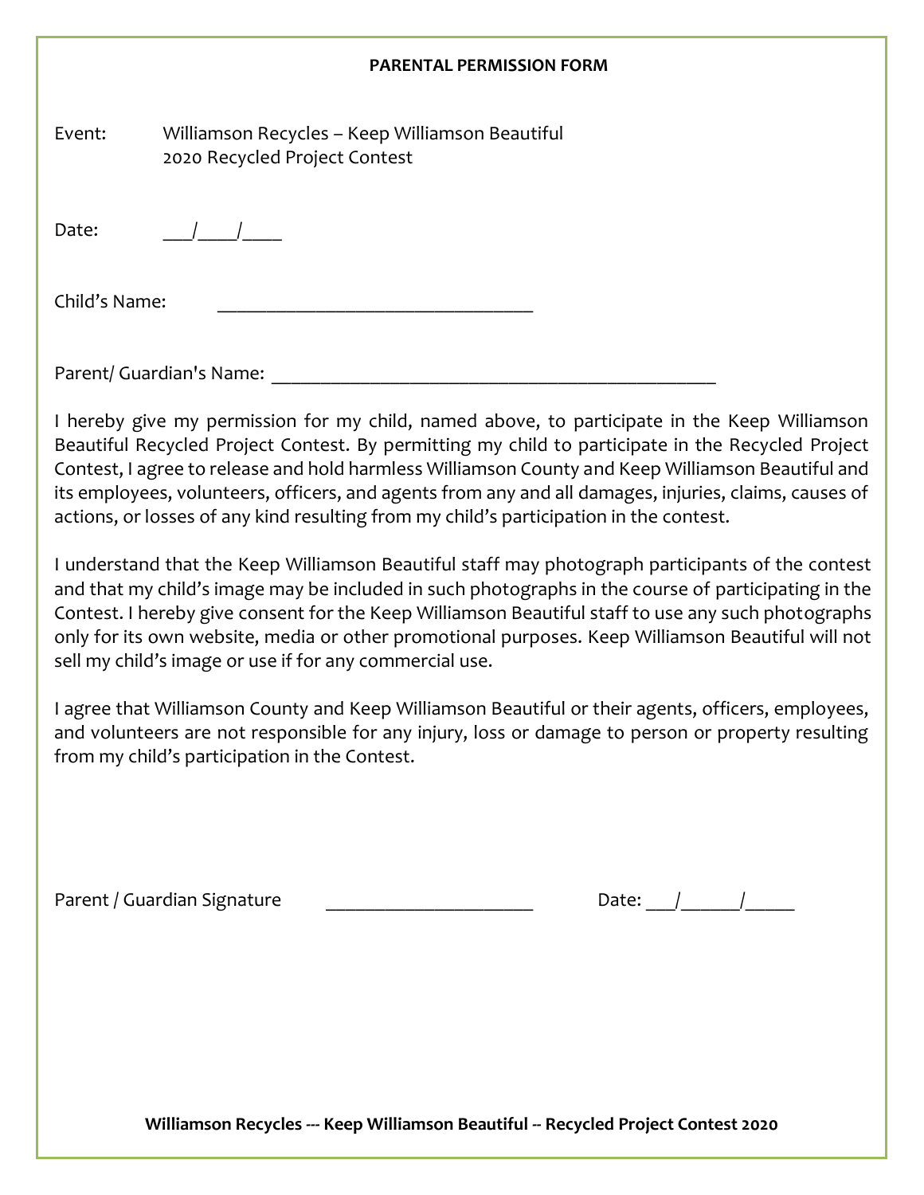# PARENTAL PERMISSION FORM

Event: Williamson Recycles – Keep Williamson Beautiful
2020 Recycled Project Contest

Date: ___/____/____

Child's Name: ________________________________

Parent/ Guardian's Name: _____________________________________________

I hereby give my permission for my child, named above, to participate in the Keep Williamson Beautiful Recycled Project Contest. By permitting my child to participate in the Recycled Project Contest, I agree to release and hold harmless Williamson County and Keep Williamson Beautiful and its employees, volunteers, officers, and agents from any and all damages, injuries, claims, causes of actions, or losses of any kind resulting from my child's participation in the contest.

I understand that the Keep Williamson Beautiful staff may photograph participants of the contest and that my child's image may be included in such photographs in the course of participating in the Contest. I hereby give consent for the Keep Williamson Beautiful staff to use any such photographs only for its own website, media or other promotional purposes. Keep Williamson Beautiful will not sell my child's image or use if for any commercial use.

I agree that Williamson County and Keep Williamson Beautiful or their agents, officers, employees, and volunteers are not responsible for any injury, loss or damage to person or property resulting from my child's participation in the Contest.

Parent / Guardian Signature _____________________ Date: ___/______/_____

**Williamson Recycles --- Keep Williamson Beautiful -- Recycled Project Contest 2020**